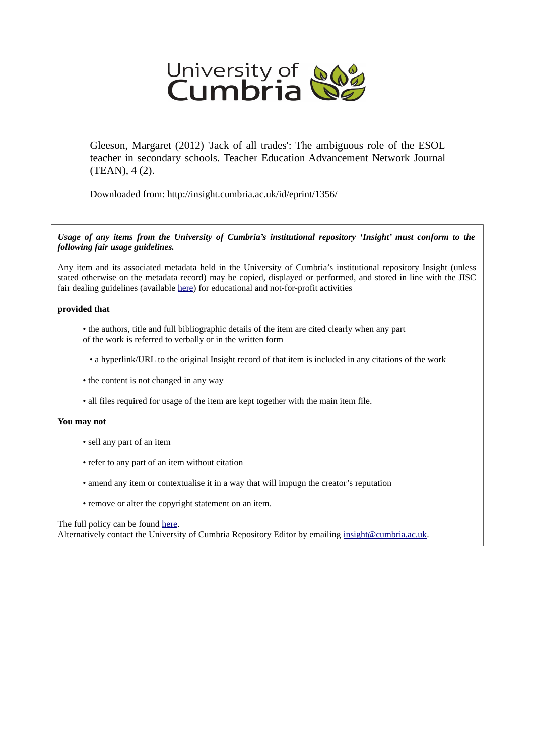University of Cumbria

Gleeson, Margaret (2012) 'Jack of all trades': The ambiguous role of the ESOL teacher in secondary schools. Teacher Education Advancement Network Journal (TEAN), 4 (2).

Downloaded from: http://insight.cumbria.ac.uk/id/eprint/1356/

***Usage of any items from the University of Cumbria's institutional repository 'Insight' must conform to the following fair usage guidelines.***

Any item and its associated metadata held in the University of Cumbria's institutional repository Insight (unless stated otherwise on the metadata record) may be copied, displayed or performed, and stored in line with the JISC fair dealing guidelines (available here) for educational and not-for-profit activities

**provided that**

- the authors, title and full bibliographic details of the item are cited clearly when any part of the work is referred to verbally or in the written form
- a hyperlink/URL to the original Insight record of that item is included in any citations of the work
- the content is not changed in any way
- all files required for usage of the item are kept together with the main item file.

**You may not**

- sell any part of an item
- refer to any part of an item without citation
- amend any item or contextualise it in a way that will impugn the creator's reputation
- remove or alter the copyright statement on an item.

The full policy can be found here.
Alternatively contact the University of Cumbria Repository Editor by emailing insight@cumbria.ac.uk.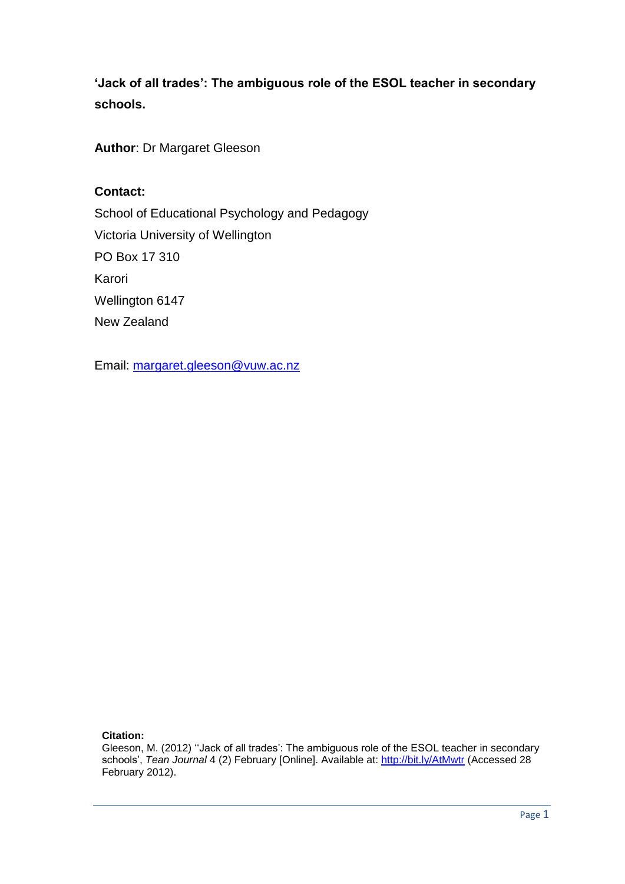**'Jack of all trades': The ambiguous role of the ESOL teacher in secondary schools.**

**Author**: Dr Margaret Gleeson

**Contact:**

School of Educational Psychology and Pedagogy
Victoria University of Wellington
PO Box 17 310
Karori
Wellington 6147
New Zealand

Email: margaret.gleeson@vuw.ac.nz

**Citation:**

Gleeson, M. (2012) ''Jack of all trades': The ambiguous role of the ESOL teacher in secondary schools', *Tean Journal* 4 (2) February [Online]. Available at: http://bit.ly/AtMwtr (Accessed 28 February 2012).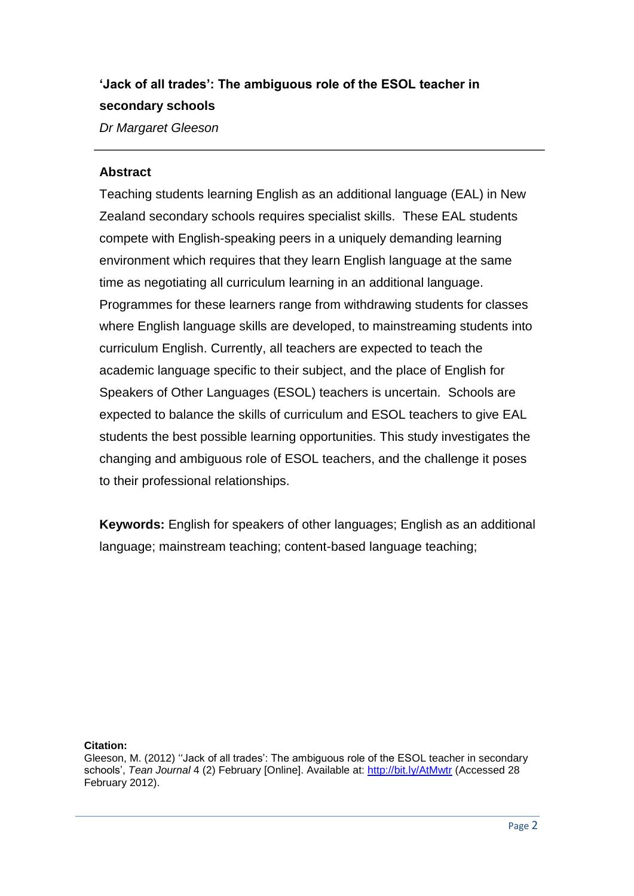**'Jack of all trades': The ambiguous role of the ESOL teacher in secondary schools**

*Dr Margaret Gleeson*

---

## Abstract

Teaching students learning English as an additional language (EAL) in New Zealand secondary schools requires specialist skills. These EAL students compete with English-speaking peers in a uniquely demanding learning environment which requires that they learn English language at the same time as negotiating all curriculum learning in an additional language. Programmes for these learners range from withdrawing students for classes where English language skills are developed, to mainstreaming students into curriculum English. Currently, all teachers are expected to teach the academic language specific to their subject, and the place of English for Speakers of Other Languages (ESOL) teachers is uncertain. Schools are expected to balance the skills of curriculum and ESOL teachers to give EAL students the best possible learning opportunities. This study investigates the changing and ambiguous role of ESOL teachers, and the challenge it poses to their professional relationships.

**Keywords:** English for speakers of other languages; English as an additional language; mainstream teaching; content-based language teaching;

**Citation:**

Gleeson, M. (2012) ''Jack of all trades': The ambiguous role of the ESOL teacher in secondary schools', *Tean Journal* 4 (2) February [Online]. Available at: http://bit.ly/AtMwtr (Accessed 28 February 2012).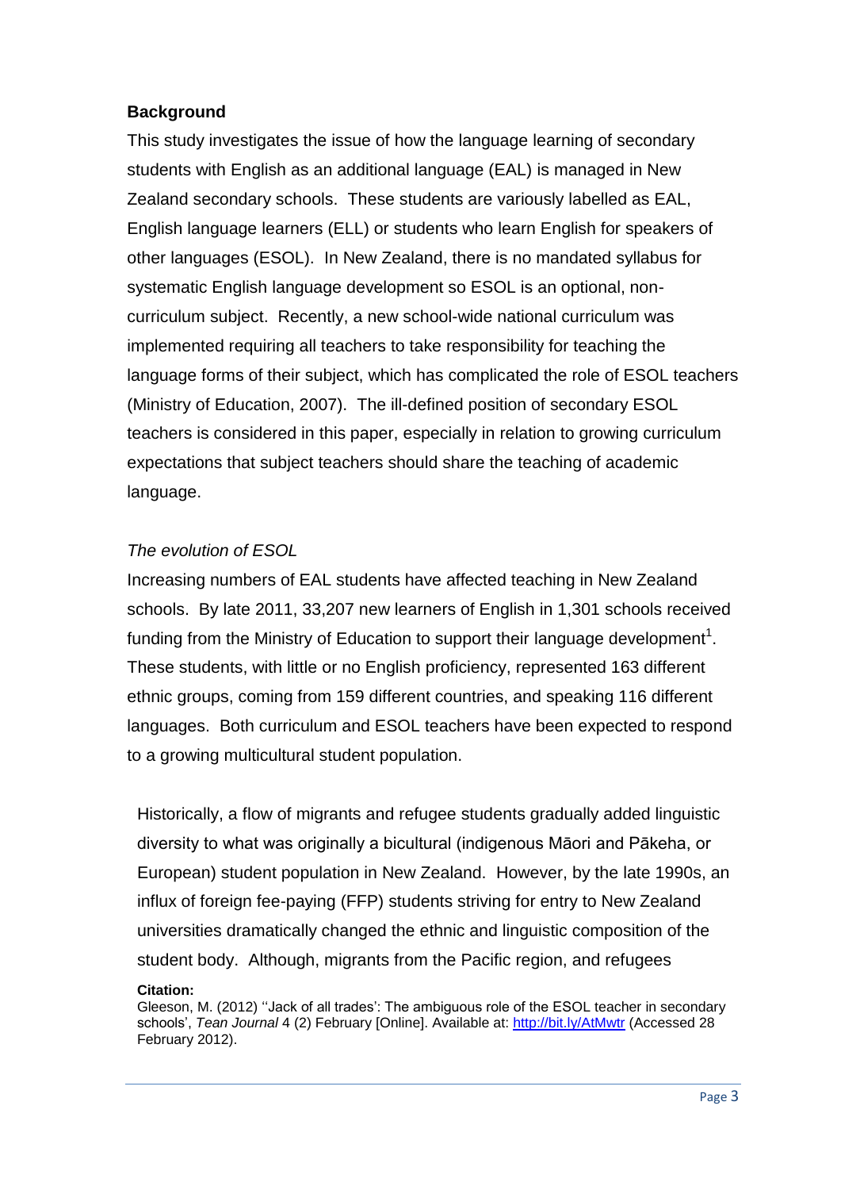## Background

This study investigates the issue of how the language learning of secondary students with English as an additional language (EAL) is managed in New Zealand secondary schools. These students are variously labelled as EAL, English language learners (ELL) or students who learn English for speakers of other languages (ESOL). In New Zealand, there is no mandated syllabus for systematic English language development so ESOL is an optional, non-curriculum subject. Recently, a new school-wide national curriculum was implemented requiring all teachers to take responsibility for teaching the language forms of their subject, which has complicated the role of ESOL teachers (Ministry of Education, 2007). The ill-defined position of secondary ESOL teachers is considered in this paper, especially in relation to growing curriculum expectations that subject teachers should share the teaching of academic language.

### *The evolution of ESOL*

Increasing numbers of EAL students have affected teaching in New Zealand schools. By late 2011, 33,207 new learners of English in 1,301 schools received funding from the Ministry of Education to support their language development[1]. These students, with little or no English proficiency, represented 163 different ethnic groups, coming from 159 different countries, and speaking 116 different languages. Both curriculum and ESOL teachers have been expected to respond to a growing multicultural student population.

Historically, a flow of migrants and refugee students gradually added linguistic diversity to what was originally a bicultural (indigenous Māori and Pākeha, or European) student population in New Zealand. However, by the late 1990s, an influx of foreign fee-paying (FFP) students striving for entry to New Zealand universities dramatically changed the ethnic and linguistic composition of the student body. Although, migrants from the Pacific region, and refugees

**Citation:**
Gleeson, M. (2012) ''Jack of all trades': The ambiguous role of the ESOL teacher in secondary schools', *Tean Journal* 4 (2) February [Online]. Available at: http://bit.ly/AtMwtr (Accessed 28 February 2012).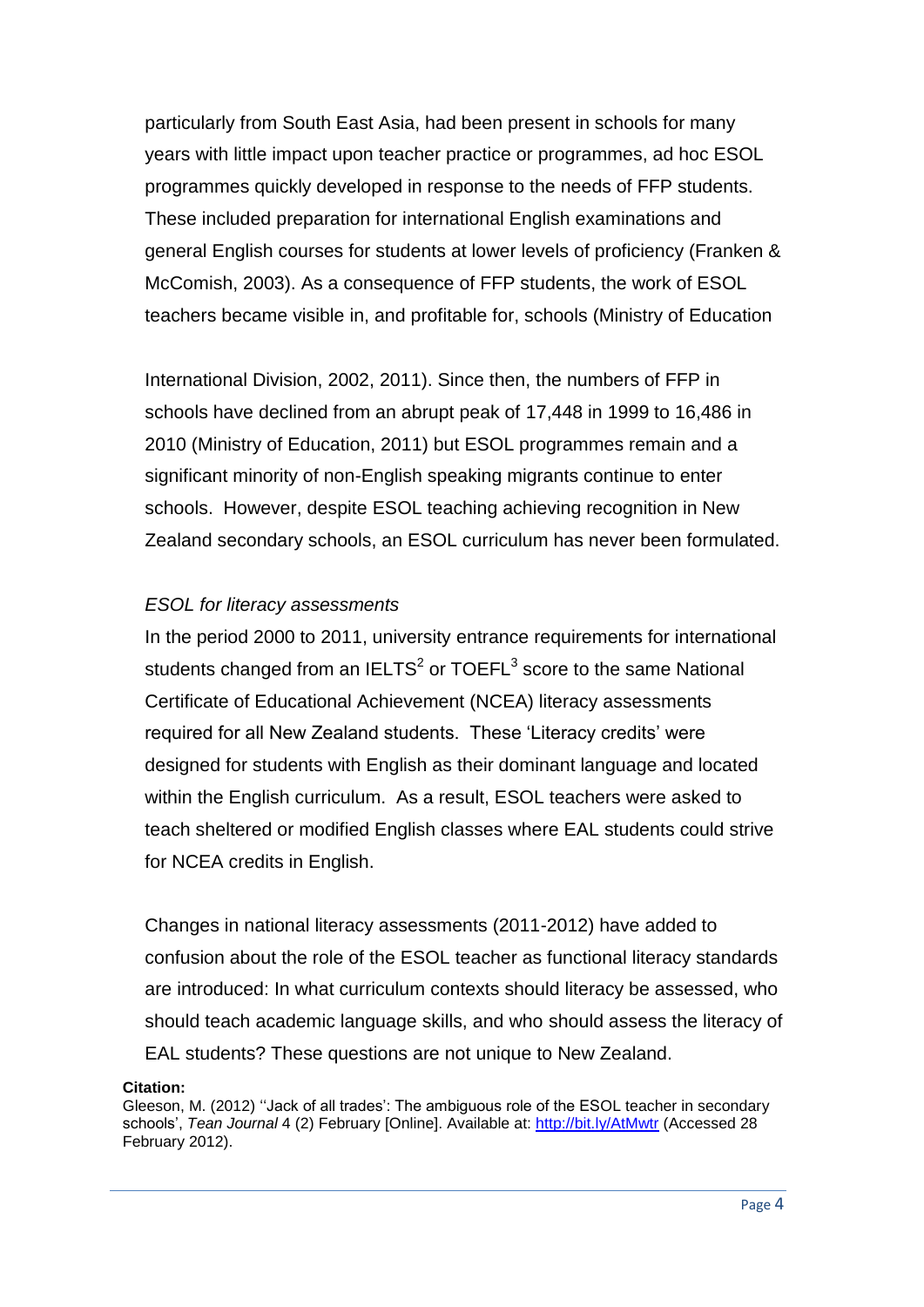particularly from South East Asia, had been present in schools for many years with little impact upon teacher practice or programmes, ad hoc ESOL programmes quickly developed in response to the needs of FFP students. These included preparation for international English examinations and general English courses for students at lower levels of proficiency (Franken & McComish, 2003). As a consequence of FFP students, the work of ESOL teachers became visible in, and profitable for, schools (Ministry of Education International Division, 2002, 2011). Since then, the numbers of FFP in schools have declined from an abrupt peak of 17,448 in 1999 to 16,486 in 2010 (Ministry of Education, 2011) but ESOL programmes remain and a significant minority of non-English speaking migrants continue to enter schools. However, despite ESOL teaching achieving recognition in New Zealand secondary schools, an ESOL curriculum has never been formulated.

*ESOL for literacy assessments*

In the period 2000 to 2011, university entrance requirements for international students changed from an IELTS[2] or TOEFL[3] score to the same National Certificate of Educational Achievement (NCEA) literacy assessments required for all New Zealand students. These 'Literacy credits' were designed for students with English as their dominant language and located within the English curriculum. As a result, ESOL teachers were asked to teach sheltered or modified English classes where EAL students could strive for NCEA credits in English.

Changes in national literacy assessments (2011-2012) have added to confusion about the role of the ESOL teacher as functional literacy standards are introduced: In what curriculum contexts should literacy be assessed, who should teach academic language skills, and who should assess the literacy of EAL students? These questions are not unique to New Zealand.

**Citation:**
Gleeson, M. (2012) ''Jack of all trades': The ambiguous role of the ESOL teacher in secondary schools', *Tean Journal* 4 (2) February [Online]. Available at: http://bit.ly/AtMwtr (Accessed 28 February 2012).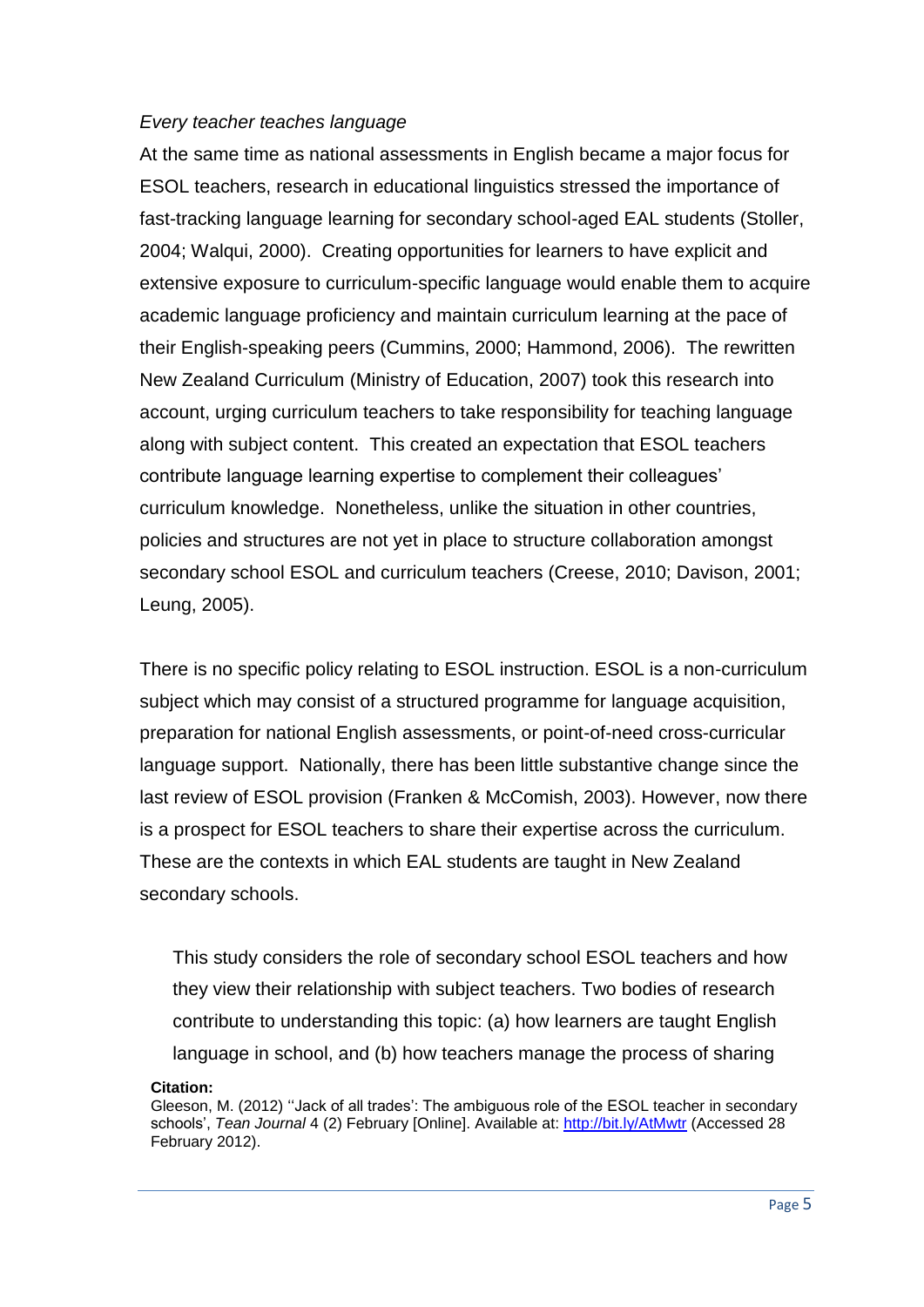*Every teacher teaches language*

At the same time as national assessments in English became a major focus for ESOL teachers, research in educational linguistics stressed the importance of fast-tracking language learning for secondary school-aged EAL students (Stoller, 2004; Walqui, 2000). Creating opportunities for learners to have explicit and extensive exposure to curriculum-specific language would enable them to acquire academic language proficiency and maintain curriculum learning at the pace of their English-speaking peers (Cummins, 2000; Hammond, 2006). The rewritten New Zealand Curriculum (Ministry of Education, 2007) took this research into account, urging curriculum teachers to take responsibility for teaching language along with subject content. This created an expectation that ESOL teachers contribute language learning expertise to complement their colleagues' curriculum knowledge. Nonetheless, unlike the situation in other countries, policies and structures are not yet in place to structure collaboration amongst secondary school ESOL and curriculum teachers (Creese, 2010; Davison, 2001; Leung, 2005).

There is no specific policy relating to ESOL instruction. ESOL is a non-curriculum subject which may consist of a structured programme for language acquisition, preparation for national English assessments, or point-of-need cross-curricular language support. Nationally, there has been little substantive change since the last review of ESOL provision (Franken & McComish, 2003). However, now there is a prospect for ESOL teachers to share their expertise across the curriculum. These are the contexts in which EAL students are taught in New Zealand secondary schools.

This study considers the role of secondary school ESOL teachers and how they view their relationship with subject teachers. Two bodies of research contribute to understanding this topic: (a) how learners are taught English language in school, and (b) how teachers manage the process of sharing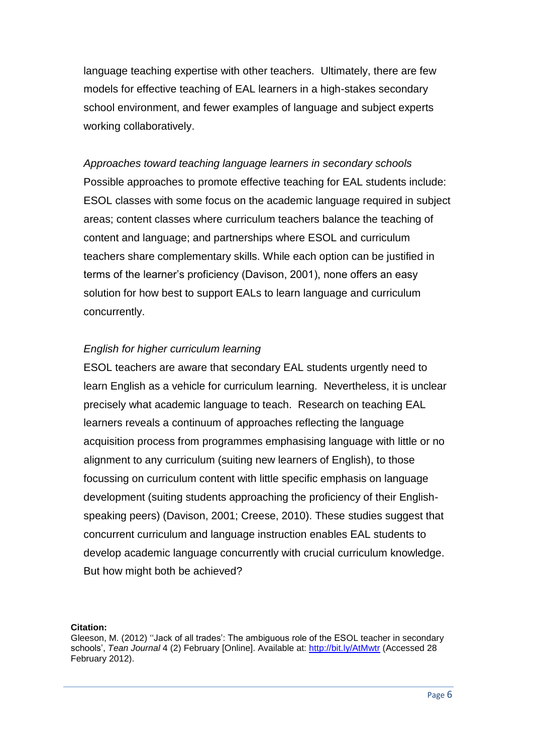language teaching expertise with other teachers. Ultimately, there are few models for effective teaching of EAL learners in a high-stakes secondary school environment, and fewer examples of language and subject experts working collaboratively.

*Approaches toward teaching language learners in secondary schools*

Possible approaches to promote effective teaching for EAL students include: ESOL classes with some focus on the academic language required in subject areas; content classes where curriculum teachers balance the teaching of content and language; and partnerships where ESOL and curriculum teachers share complementary skills. While each option can be justified in terms of the learner's proficiency (Davison, 2001), none offers an easy solution for how best to support EALs to learn language and curriculum concurrently.

*English for higher curriculum learning*

ESOL teachers are aware that secondary EAL students urgently need to learn English as a vehicle for curriculum learning. Nevertheless, it is unclear precisely what academic language to teach. Research on teaching EAL learners reveals a continuum of approaches reflecting the language acquisition process from programmes emphasising language with little or no alignment to any curriculum (suiting new learners of English), to those focussing on curriculum content with little specific emphasis on language development (suiting students approaching the proficiency of their English-speaking peers) (Davison, 2001; Creese, 2010). These studies suggest that concurrent curriculum and language instruction enables EAL students to develop academic language concurrently with crucial curriculum knowledge. But how might both be achieved?

**Citation:**
Gleeson, M. (2012) ''Jack of all trades': The ambiguous role of the ESOL teacher in secondary schools', *Tean Journal* 4 (2) February [Online]. Available at: http://bit.ly/AtMwtr (Accessed 28 February 2012).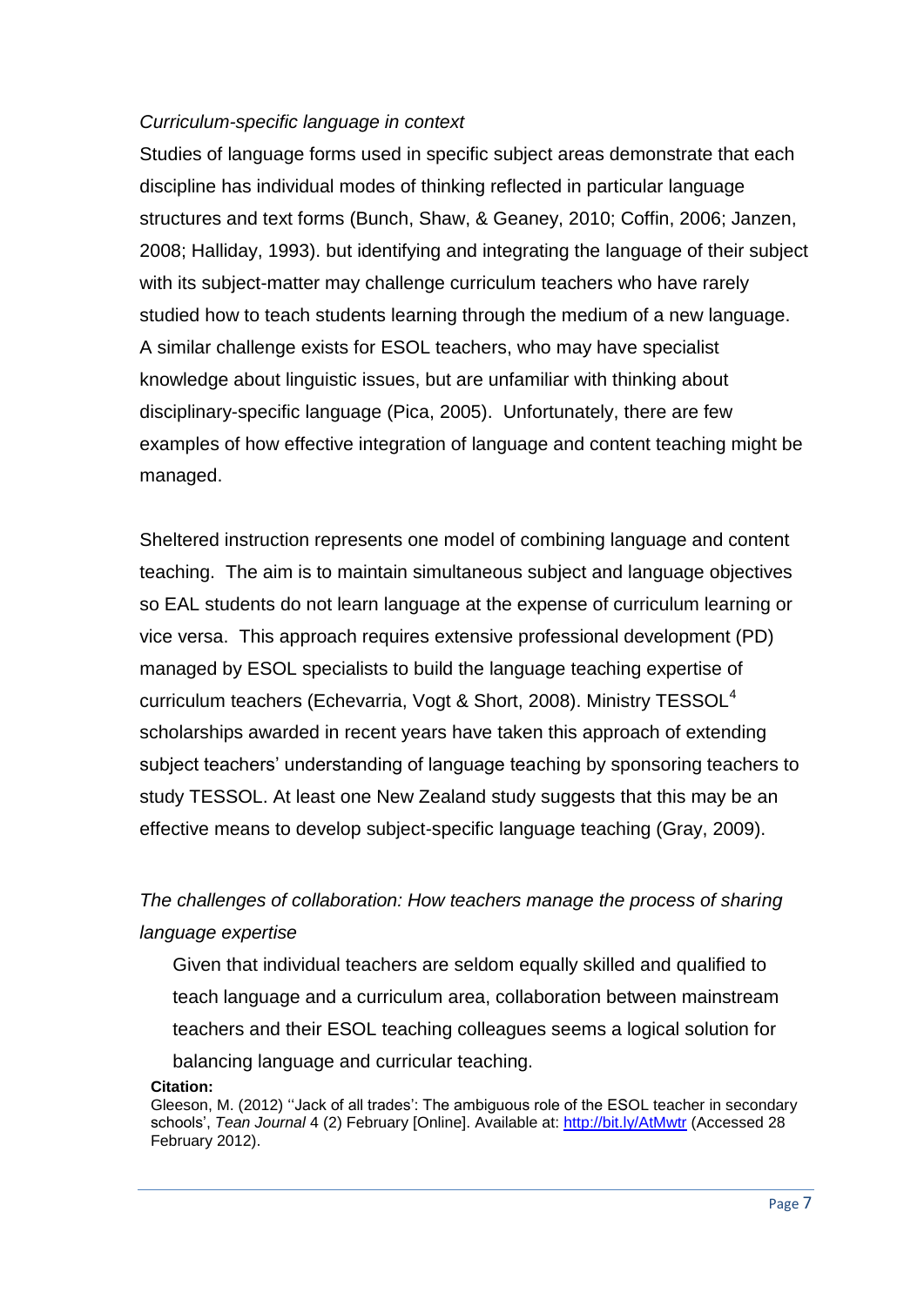*Curriculum-specific language in context*

Studies of language forms used in specific subject areas demonstrate that each discipline has individual modes of thinking reflected in particular language structures and text forms (Bunch, Shaw, & Geaney, 2010; Coffin, 2006; Janzen, 2008; Halliday, 1993). but identifying and integrating the language of their subject with its subject-matter may challenge curriculum teachers who have rarely studied how to teach students learning through the medium of a new language. A similar challenge exists for ESOL teachers, who may have specialist knowledge about linguistic issues, but are unfamiliar with thinking about disciplinary-specific language (Pica, 2005). Unfortunately, there are few examples of how effective integration of language and content teaching might be managed.

Sheltered instruction represents one model of combining language and content teaching. The aim is to maintain simultaneous subject and language objectives so EAL students do not learn language at the expense of curriculum learning or vice versa. This approach requires extensive professional development (PD) managed by ESOL specialists to build the language teaching expertise of curriculum teachers (Echevarria, Vogt & Short, 2008). Ministry TESSOL[4] scholarships awarded in recent years have taken this approach of extending subject teachers' understanding of language teaching by sponsoring teachers to study TESSOL. At least one New Zealand study suggests that this may be an effective means to develop subject-specific language teaching (Gray, 2009).

*The challenges of collaboration: How teachers manage the process of sharing language expertise*

Given that individual teachers are seldom equally skilled and qualified to teach language and a curriculum area, collaboration between mainstream teachers and their ESOL teaching colleagues seems a logical solution for balancing language and curricular teaching.

**Citation:**
Gleeson, M. (2012) ''Jack of all trades': The ambiguous role of the ESOL teacher in secondary schools', *Tean Journal* 4 (2) February [Online]. Available at: http://bit.ly/AtMwtr (Accessed 28 February 2012).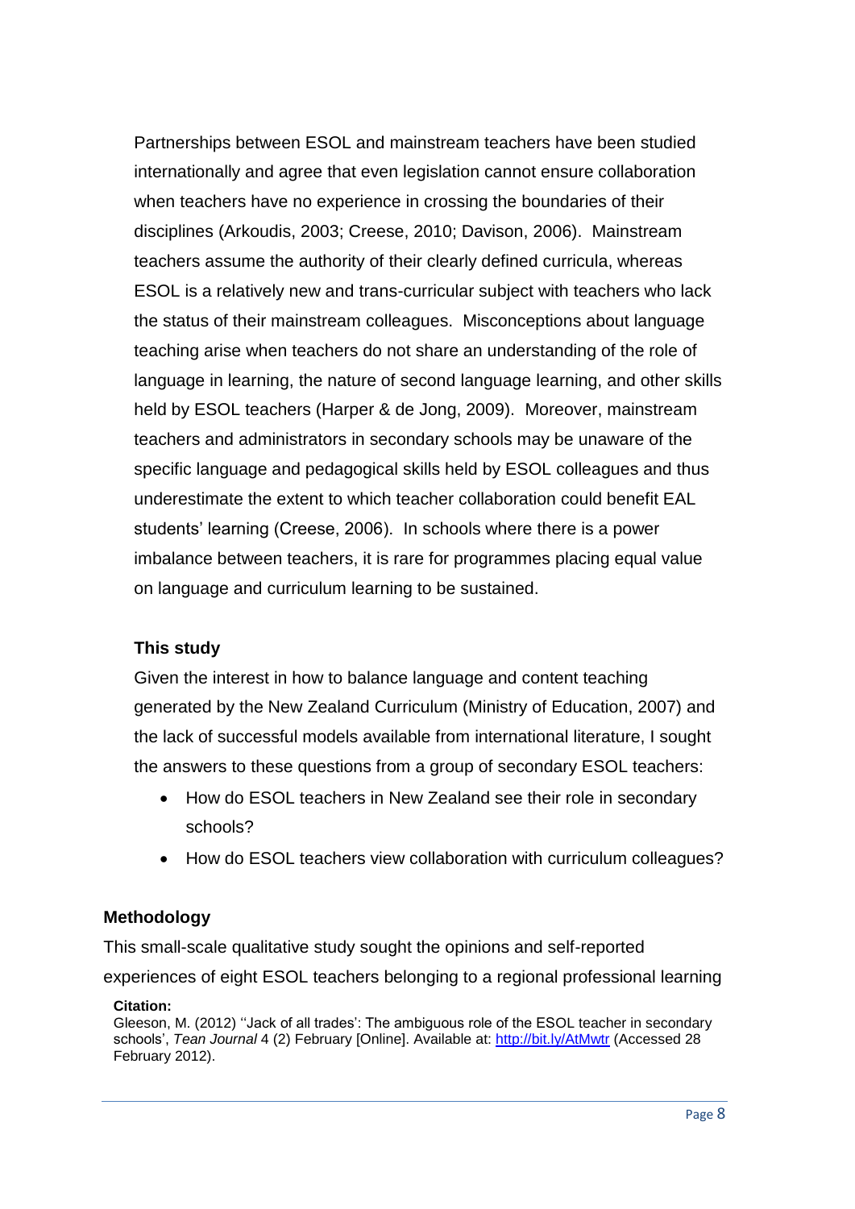Partnerships between ESOL and mainstream teachers have been studied internationally and agree that even legislation cannot ensure collaboration when teachers have no experience in crossing the boundaries of their disciplines (Arkoudis, 2003; Creese, 2010; Davison, 2006). Mainstream teachers assume the authority of their clearly defined curricula, whereas ESOL is a relatively new and trans-curricular subject with teachers who lack the status of their mainstream colleagues. Misconceptions about language teaching arise when teachers do not share an understanding of the role of language in learning, the nature of second language learning, and other skills held by ESOL teachers (Harper & de Jong, 2009). Moreover, mainstream teachers and administrators in secondary schools may be unaware of the specific language and pedagogical skills held by ESOL colleagues and thus underestimate the extent to which teacher collaboration could benefit EAL students' learning (Creese, 2006). In schools where there is a power imbalance between teachers, it is rare for programmes placing equal value on language and curriculum learning to be sustained.

### This study

Given the interest in how to balance language and content teaching generated by the New Zealand Curriculum (Ministry of Education, 2007) and the lack of successful models available from international literature, I sought the answers to these questions from a group of secondary ESOL teachers:

- How do ESOL teachers in New Zealand see their role in secondary schools?
- How do ESOL teachers view collaboration with curriculum colleagues?

## Methodology

This small-scale qualitative study sought the opinions and self-reported experiences of eight ESOL teachers belonging to a regional professional learning

**Citation:**
Gleeson, M. (2012) ''Jack of all trades': The ambiguous role of the ESOL teacher in secondary schools', *Tean Journal* 4 (2) February [Online]. Available at: http://bit.ly/AtMwtr (Accessed 28 February 2012).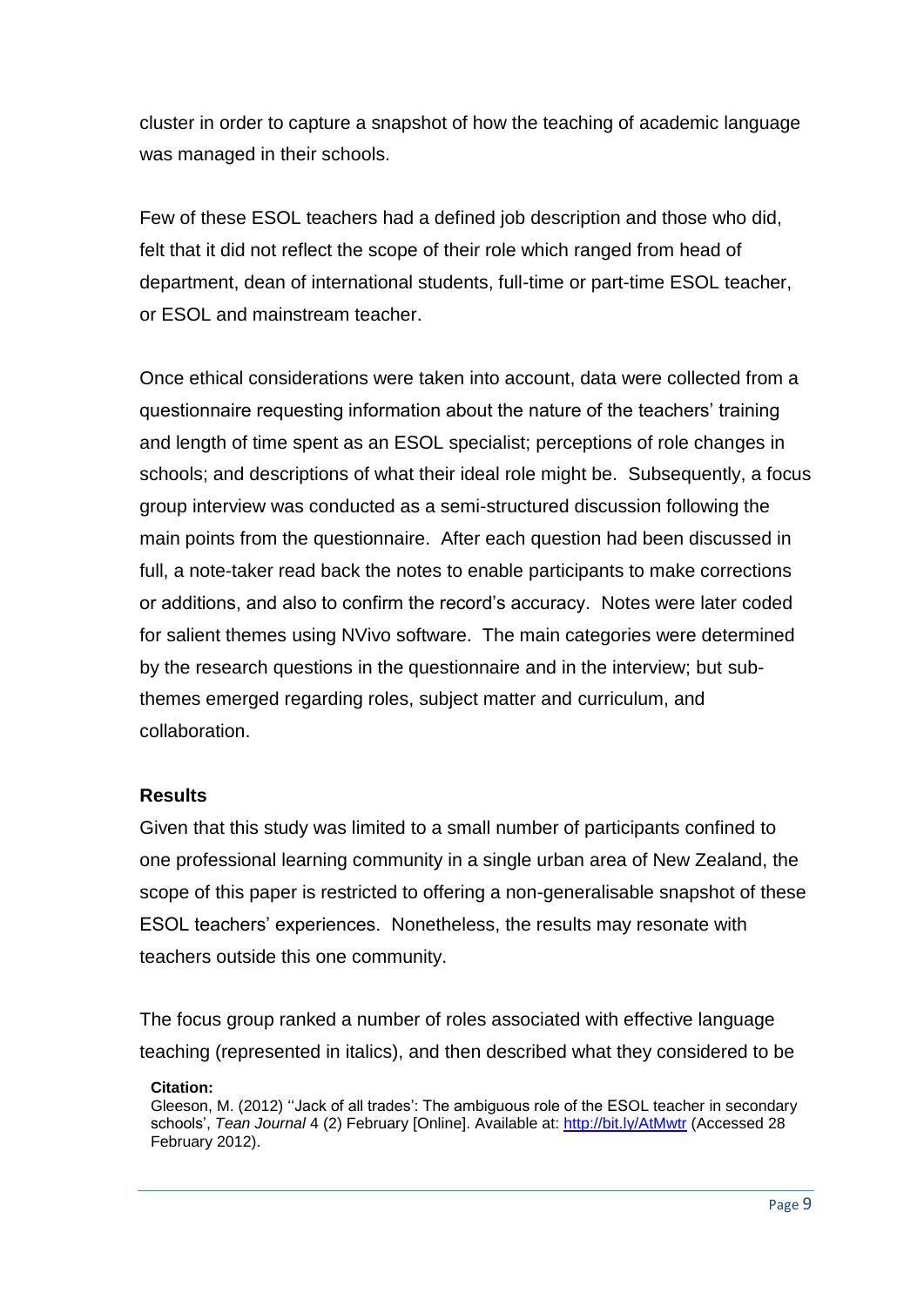cluster in order to capture a snapshot of how the teaching of academic language was managed in their schools.

Few of these ESOL teachers had a defined job description and those who did, felt that it did not reflect the scope of their role which ranged from head of department, dean of international students, full-time or part-time ESOL teacher, or ESOL and mainstream teacher.

Once ethical considerations were taken into account, data were collected from a questionnaire requesting information about the nature of the teachers' training and length of time spent as an ESOL specialist; perceptions of role changes in schools; and descriptions of what their ideal role might be. Subsequently, a focus group interview was conducted as a semi-structured discussion following the main points from the questionnaire. After each question had been discussed in full, a note-taker read back the notes to enable participants to make corrections or additions, and also to confirm the record's accuracy. Notes were later coded for salient themes using NVivo software. The main categories were determined by the research questions in the questionnaire and in the interview; but sub-themes emerged regarding roles, subject matter and curriculum, and collaboration.

### Results

Given that this study was limited to a small number of participants confined to one professional learning community in a single urban area of New Zealand, the scope of this paper is restricted to offering a non-generalisable snapshot of these ESOL teachers' experiences. Nonetheless, the results may resonate with teachers outside this one community.

The focus group ranked a number of roles associated with effective language teaching (represented in italics), and then described what they considered to be

**Citation:**
Gleeson, M. (2012) ''Jack of all trades': The ambiguous role of the ESOL teacher in secondary schools', *Tean Journal* 4 (2) February [Online]. Available at: http://bit.ly/AtMwtr (Accessed 28 February 2012).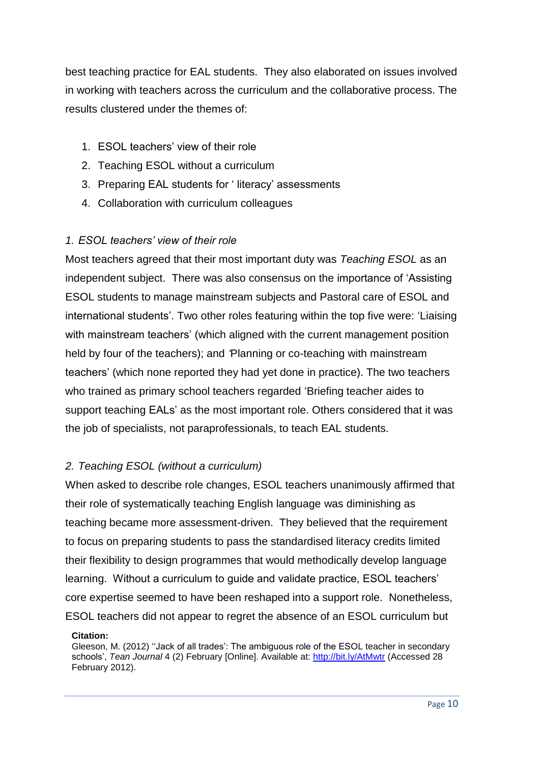best teaching practice for EAL students. They also elaborated on issues involved in working with teachers across the curriculum and the collaborative process. The results clustered under the themes of:

1. ESOL teachers' view of their role
2. Teaching ESOL without a curriculum
3. Preparing EAL students for ' literacy' assessments
4. Collaboration with curriculum colleagues

*1. ESOL teachers' view of their role*

Most teachers agreed that their most important duty was *Teaching ESOL* as an independent subject. There was also consensus on the importance of 'Assisting ESOL students to manage mainstream subjects and Pastoral care of ESOL and international students'. Two other roles featuring within the top five were: 'Liaising with mainstream teachers' (which aligned with the current management position held by four of the teachers); and 'Planning or co-teaching with mainstream teachers' (which none reported they had yet done in practice). The two teachers who trained as primary school teachers regarded 'Briefing teacher aides to support teaching EALs' as the most important role. Others considered that it was the job of specialists, not paraprofessionals, to teach EAL students.

*2. Teaching ESOL (without a curriculum)*

When asked to describe role changes, ESOL teachers unanimously affirmed that their role of systematically teaching English language was diminishing as teaching became more assessment-driven. They believed that the requirement to focus on preparing students to pass the standardised literacy credits limited their flexibility to design programmes that would methodically develop language learning. Without a curriculum to guide and validate practice, ESOL teachers' core expertise seemed to have been reshaped into a support role. Nonetheless, ESOL teachers did not appear to regret the absence of an ESOL curriculum but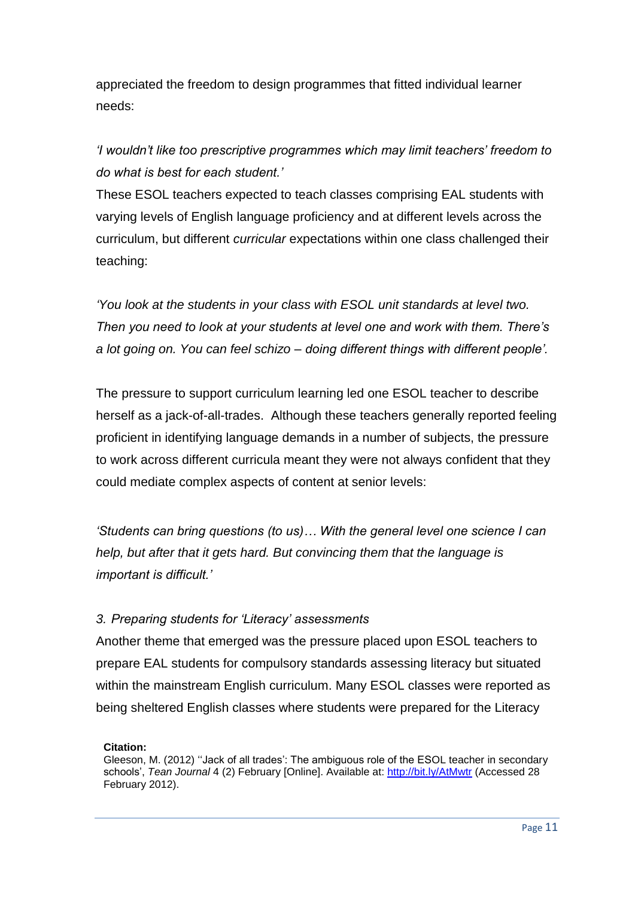appreciated the freedom to design programmes that fitted individual learner needs:

*'I wouldn't like too prescriptive programmes which may limit teachers' freedom to do what is best for each student.'*

These ESOL teachers expected to teach classes comprising EAL students with varying levels of English language proficiency and at different levels across the curriculum, but different *curricular* expectations within one class challenged their teaching:

*'You look at the students in your class with ESOL unit standards at level two. Then you need to look at your students at level one and work with them. There's a lot going on. You can feel schizo – doing different things with different people'.*

The pressure to support curriculum learning led one ESOL teacher to describe herself as a jack-of-all-trades. Although these teachers generally reported feeling proficient in identifying language demands in a number of subjects, the pressure to work across different curricula meant they were not always confident that they could mediate complex aspects of content at senior levels:

*'Students can bring questions (to us)… With the general level one science I can help, but after that it gets hard. But convincing them that the language is important is difficult.'*

*3. Preparing students for 'Literacy' assessments*

Another theme that emerged was the pressure placed upon ESOL teachers to prepare EAL students for compulsory standards assessing literacy but situated within the mainstream English curriculum. Many ESOL classes were reported as being sheltered English classes where students were prepared for the Literacy

**Citation:**
Gleeson, M. (2012) ''Jack of all trades': The ambiguous role of the ESOL teacher in secondary schools', *Tean Journal* 4 (2) February [Online]. Available at: http://bit.ly/AtMwtr (Accessed 28 February 2012).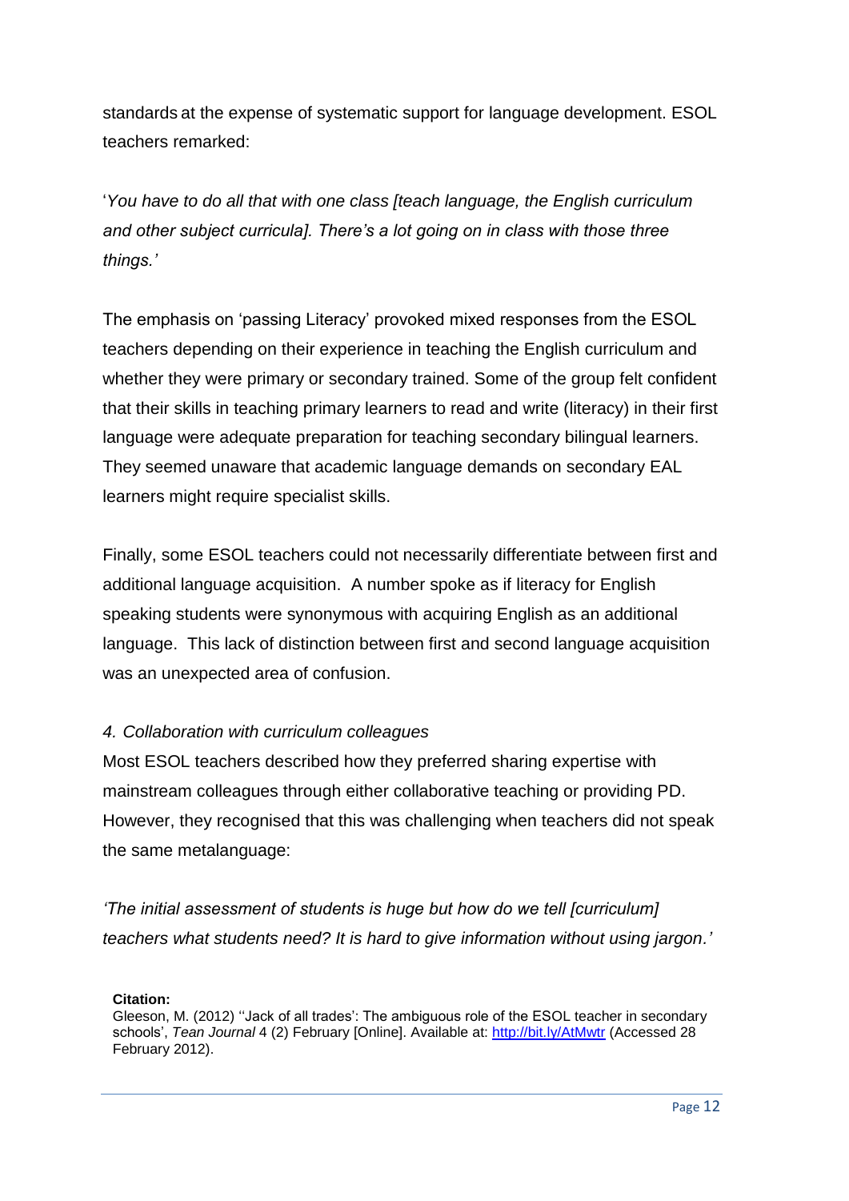standards at the expense of systematic support for language development. ESOL teachers remarked:

'*You have to do all that with one class [teach language, the English curriculum and other subject curricula]. There's a lot going on in class with those three things.'*

The emphasis on 'passing Literacy' provoked mixed responses from the ESOL teachers depending on their experience in teaching the English curriculum and whether they were primary or secondary trained. Some of the group felt confident that their skills in teaching primary learners to read and write (literacy) in their first language were adequate preparation for teaching secondary bilingual learners. They seemed unaware that academic language demands on secondary EAL learners might require specialist skills.

Finally, some ESOL teachers could not necessarily differentiate between first and additional language acquisition. A number spoke as if literacy for English speaking students were synonymous with acquiring English as an additional language. This lack of distinction between first and second language acquisition was an unexpected area of confusion.

*4. Collaboration with curriculum colleagues*

Most ESOL teachers described how they preferred sharing expertise with mainstream colleagues through either collaborative teaching or providing PD. However, they recognised that this was challenging when teachers did not speak the same metalanguage:

*'The initial assessment of students is huge but how do we tell [curriculum] teachers what students need? It is hard to give information without using jargon.'*

**Citation:**
Gleeson, M. (2012) ''Jack of all trades': The ambiguous role of the ESOL teacher in secondary schools', *Tean Journal* 4 (2) February [Online]. Available at: http://bit.ly/AtMwtr (Accessed 28 February 2012).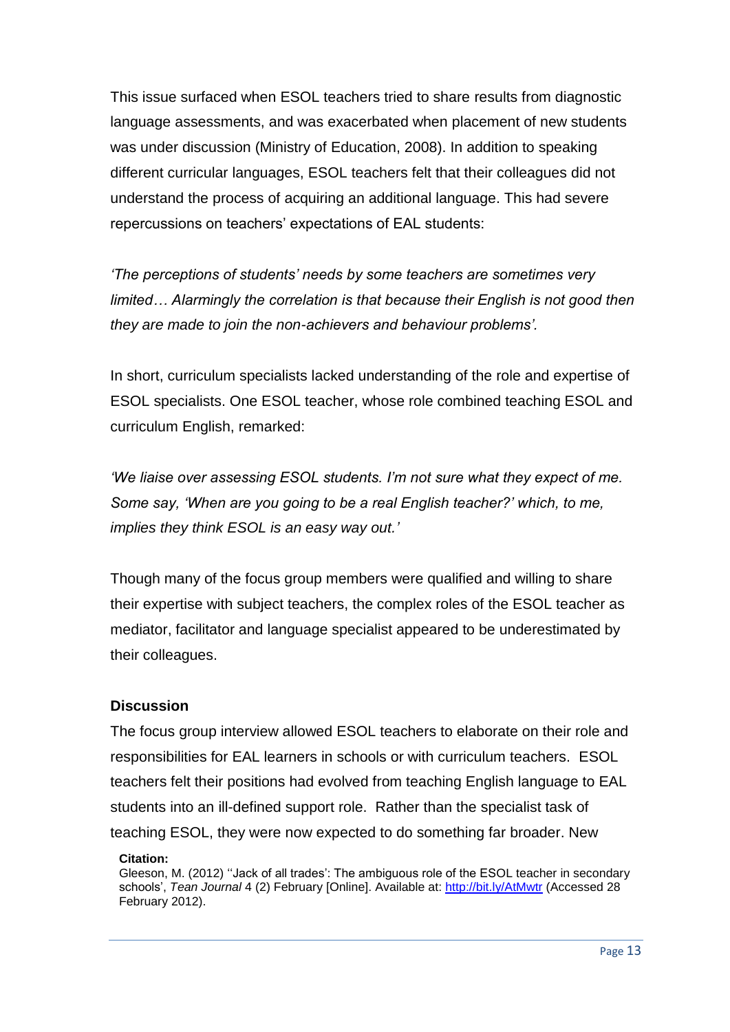This issue surfaced when ESOL teachers tried to share results from diagnostic language assessments, and was exacerbated when placement of new students was under discussion (Ministry of Education, 2008). In addition to speaking different curricular languages, ESOL teachers felt that their colleagues did not understand the process of acquiring an additional language. This had severe repercussions on teachers' expectations of EAL students:

*'The perceptions of students' needs by some teachers are sometimes very limited… Alarmingly the correlation is that because their English is not good then they are made to join the non-achievers and behaviour problems'.*

In short, curriculum specialists lacked understanding of the role and expertise of ESOL specialists. One ESOL teacher, whose role combined teaching ESOL and curriculum English, remarked:

*'We liaise over assessing ESOL students. I'm not sure what they expect of me. Some say, 'When are you going to be a real English teacher?' which, to me, implies they think ESOL is an easy way out.'*

Though many of the focus group members were qualified and willing to share their expertise with subject teachers, the complex roles of the ESOL teacher as mediator, facilitator and language specialist appeared to be underestimated by their colleagues.

### Discussion

The focus group interview allowed ESOL teachers to elaborate on their role and responsibilities for EAL learners in schools or with curriculum teachers. ESOL teachers felt their positions had evolved from teaching English language to EAL students into an ill-defined support role. Rather than the specialist task of teaching ESOL, they were now expected to do something far broader. New

**Citation:**
Gleeson, M. (2012) ''Jack of all trades': The ambiguous role of the ESOL teacher in secondary schools', *Tean Journal* 4 (2) February [Online]. Available at: http://bit.ly/AtMwtr (Accessed 28 February 2012).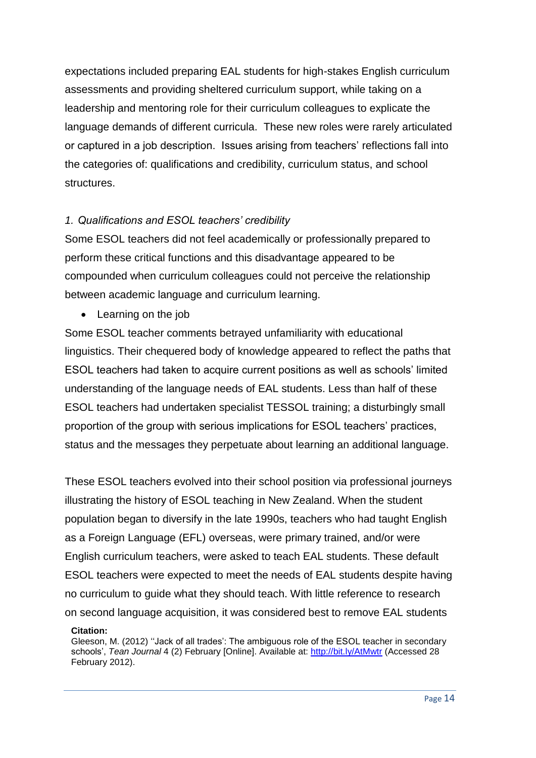expectations included preparing EAL students for high-stakes English curriculum assessments and providing sheltered curriculum support, while taking on a leadership and mentoring role for their curriculum colleagues to explicate the language demands of different curricula. These new roles were rarely articulated or captured in a job description. Issues arising from teachers' reflections fall into the categories of: qualifications and credibility, curriculum status, and school structures.

*1. Qualifications and ESOL teachers' credibility*

Some ESOL teachers did not feel academically or professionally prepared to perform these critical functions and this disadvantage appeared to be compounded when curriculum colleagues could not perceive the relationship between academic language and curriculum learning.

- Learning on the job

Some ESOL teacher comments betrayed unfamiliarity with educational linguistics. Their chequered body of knowledge appeared to reflect the paths that ESOL teachers had taken to acquire current positions as well as schools' limited understanding of the language needs of EAL students. Less than half of these ESOL teachers had undertaken specialist TESSOL training; a disturbingly small proportion of the group with serious implications for ESOL teachers' practices, status and the messages they perpetuate about learning an additional language.

These ESOL teachers evolved into their school position via professional journeys illustrating the history of ESOL teaching in New Zealand. When the student population began to diversify in the late 1990s, teachers who had taught English as a Foreign Language (EFL) overseas, were primary trained, and/or were English curriculum teachers, were asked to teach EAL students. These default ESOL teachers were expected to meet the needs of EAL students despite having no curriculum to guide what they should teach. With little reference to research on second language acquisition, it was considered best to remove EAL students

**Citation:**
Gleeson, M. (2012) ''Jack of all trades': The ambiguous role of the ESOL teacher in secondary schools', *Tean Journal* 4 (2) February [Online]. Available at: http://bit.ly/AtMwtr (Accessed 28 February 2012).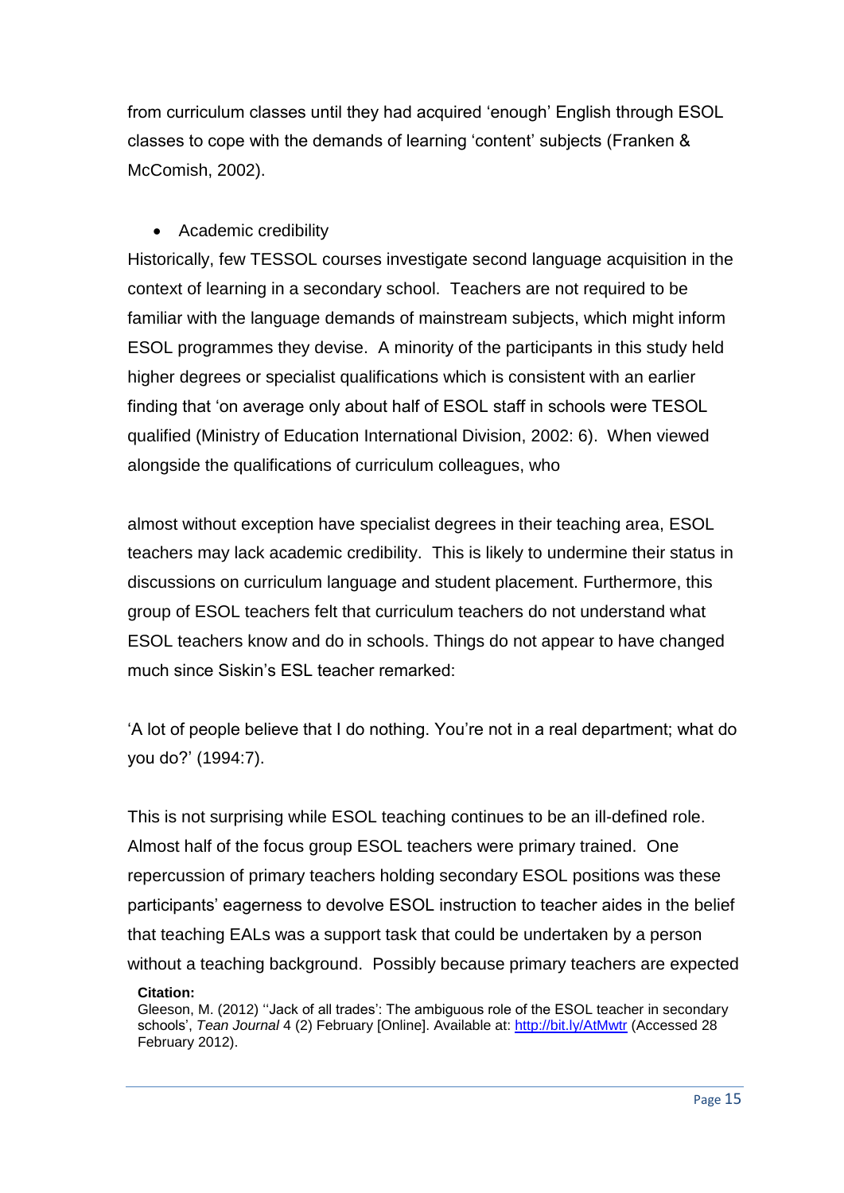from curriculum classes until they had acquired 'enough' English through ESOL classes to cope with the demands of learning 'content' subjects (Franken & McComish, 2002).

- Academic credibility

Historically, few TESSOL courses investigate second language acquisition in the context of learning in a secondary school. Teachers are not required to be familiar with the language demands of mainstream subjects, which might inform ESOL programmes they devise. A minority of the participants in this study held higher degrees or specialist qualifications which is consistent with an earlier finding that 'on average only about half of ESOL staff in schools were TESOL qualified (Ministry of Education International Division, 2002: 6). When viewed alongside the qualifications of curriculum colleagues, who almost without exception have specialist degrees in their teaching area, ESOL teachers may lack academic credibility. This is likely to undermine their status in discussions on curriculum language and student placement. Furthermore, this group of ESOL teachers felt that curriculum teachers do not understand what ESOL teachers know and do in schools. Things do not appear to have changed much since Siskin's ESL teacher remarked:

'A lot of people believe that I do nothing. You're not in a real department; what do you do?' (1994:7).

This is not surprising while ESOL teaching continues to be an ill-defined role. Almost half of the focus group ESOL teachers were primary trained. One repercussion of primary teachers holding secondary ESOL positions was these participants' eagerness to devolve ESOL instruction to teacher aides in the belief that teaching EALs was a support task that could be undertaken by a person without a teaching background. Possibly because primary teachers are expected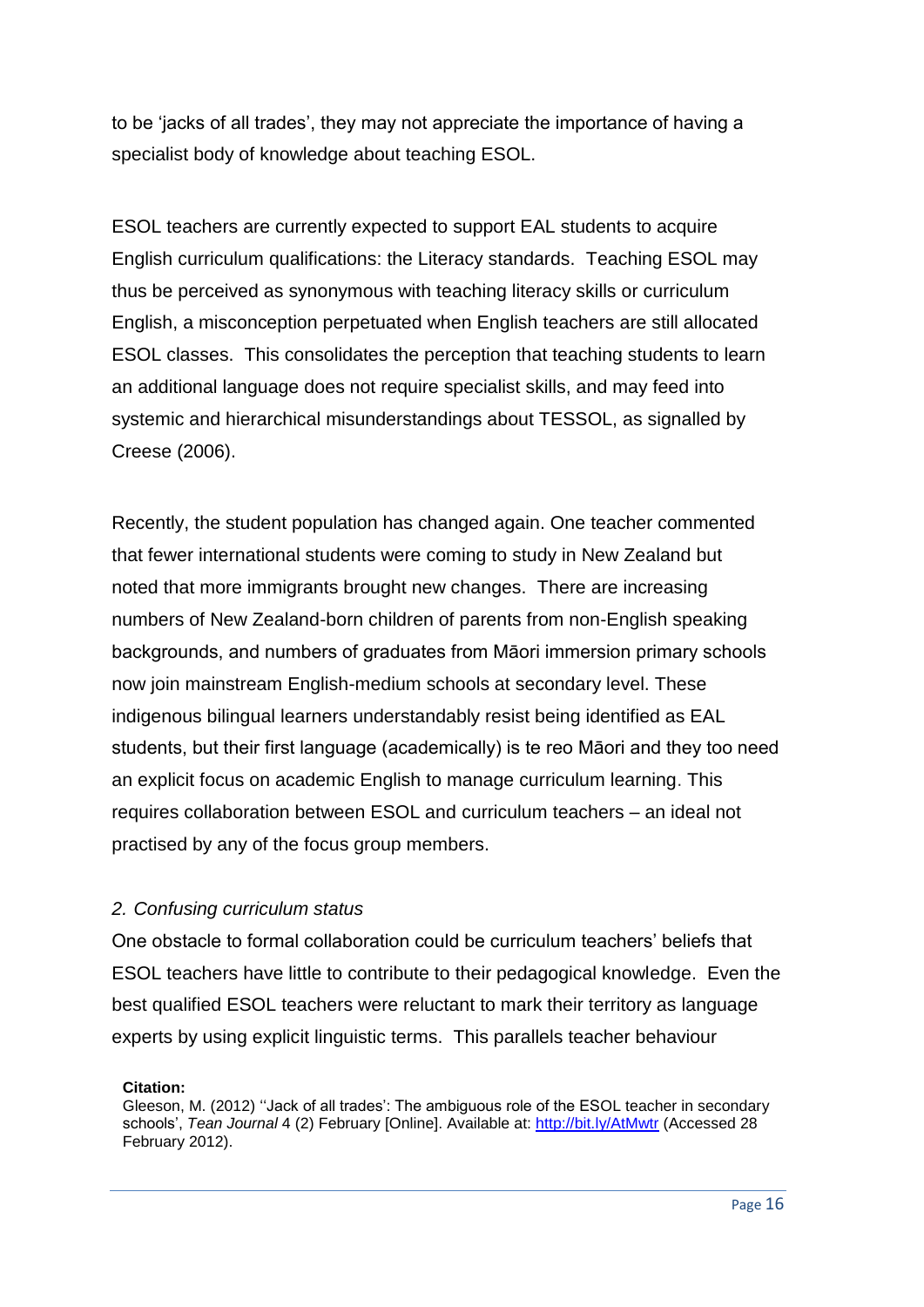to be 'jacks of all trades', they may not appreciate the importance of having a specialist body of knowledge about teaching ESOL.

ESOL teachers are currently expected to support EAL students to acquire English curriculum qualifications: the Literacy standards. Teaching ESOL may thus be perceived as synonymous with teaching literacy skills or curriculum English, a misconception perpetuated when English teachers are still allocated ESOL classes. This consolidates the perception that teaching students to learn an additional language does not require specialist skills, and may feed into systemic and hierarchical misunderstandings about TESSOL, as signalled by Creese (2006).

Recently, the student population has changed again. One teacher commented that fewer international students were coming to study in New Zealand but noted that more immigrants brought new changes. There are increasing numbers of New Zealand-born children of parents from non-English speaking backgrounds, and numbers of graduates from Māori immersion primary schools now join mainstream English-medium schools at secondary level. These indigenous bilingual learners understandably resist being identified as EAL students, but their first language (academically) is te reo Māori and they too need an explicit focus on academic English to manage curriculum learning. This requires collaboration between ESOL and curriculum teachers – an ideal not practised by any of the focus group members.

*2. Confusing curriculum status*

One obstacle to formal collaboration could be curriculum teachers' beliefs that ESOL teachers have little to contribute to their pedagogical knowledge. Even the best qualified ESOL teachers were reluctant to mark their territory as language experts by using explicit linguistic terms. This parallels teacher behaviour

**Citation:**
Gleeson, M. (2012) ''Jack of all trades': The ambiguous role of the ESOL teacher in secondary schools', *Tean Journal* 4 (2) February [Online]. Available at: http://bit.ly/AtMwtr (Accessed 28 February 2012).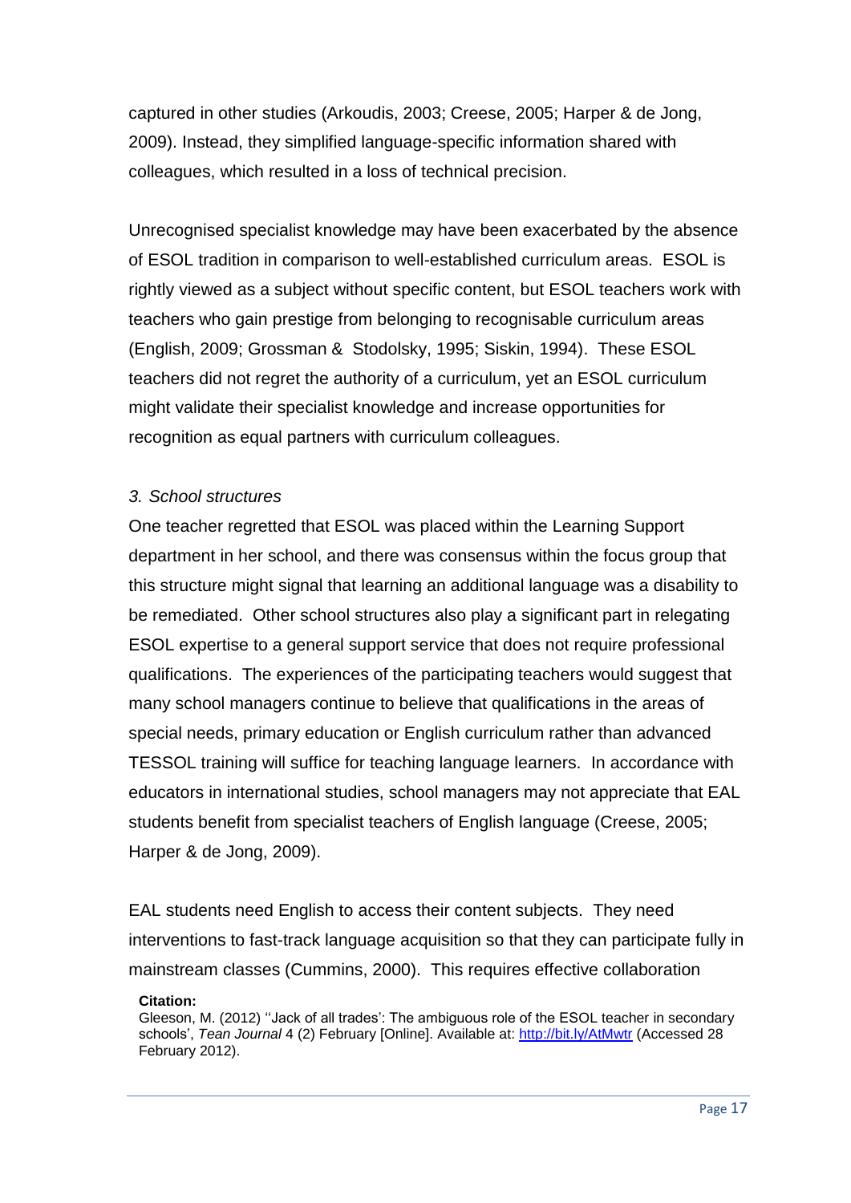captured in other studies (Arkoudis, 2003; Creese, 2005; Harper & de Jong, 2009). Instead, they simplified language-specific information shared with colleagues, which resulted in a loss of technical precision.

Unrecognised specialist knowledge may have been exacerbated by the absence of ESOL tradition in comparison to well-established curriculum areas. ESOL is rightly viewed as a subject without specific content, but ESOL teachers work with teachers who gain prestige from belonging to recognisable curriculum areas (English, 2009; Grossman & Stodolsky, 1995; Siskin, 1994). These ESOL teachers did not regret the authority of a curriculum, yet an ESOL curriculum might validate their specialist knowledge and increase opportunities for recognition as equal partners with curriculum colleagues.

*3. School structures*

One teacher regretted that ESOL was placed within the Learning Support department in her school, and there was consensus within the focus group that this structure might signal that learning an additional language was a disability to be remediated. Other school structures also play a significant part in relegating ESOL expertise to a general support service that does not require professional qualifications. The experiences of the participating teachers would suggest that many school managers continue to believe that qualifications in the areas of special needs, primary education or English curriculum rather than advanced TESSOL training will suffice for teaching language learners. In accordance with educators in international studies, school managers may not appreciate that EAL students benefit from specialist teachers of English language (Creese, 2005; Harper & de Jong, 2009).

EAL students need English to access their content subjects. They need interventions to fast-track language acquisition so that they can participate fully in mainstream classes (Cummins, 2000). This requires effective collaboration

**Citation:**
Gleeson, M. (2012) ''Jack of all trades': The ambiguous role of the ESOL teacher in secondary schools', *Tean Journal* 4 (2) February [Online]. Available at: http://bit.ly/AtMwtr (Accessed 28 February 2012).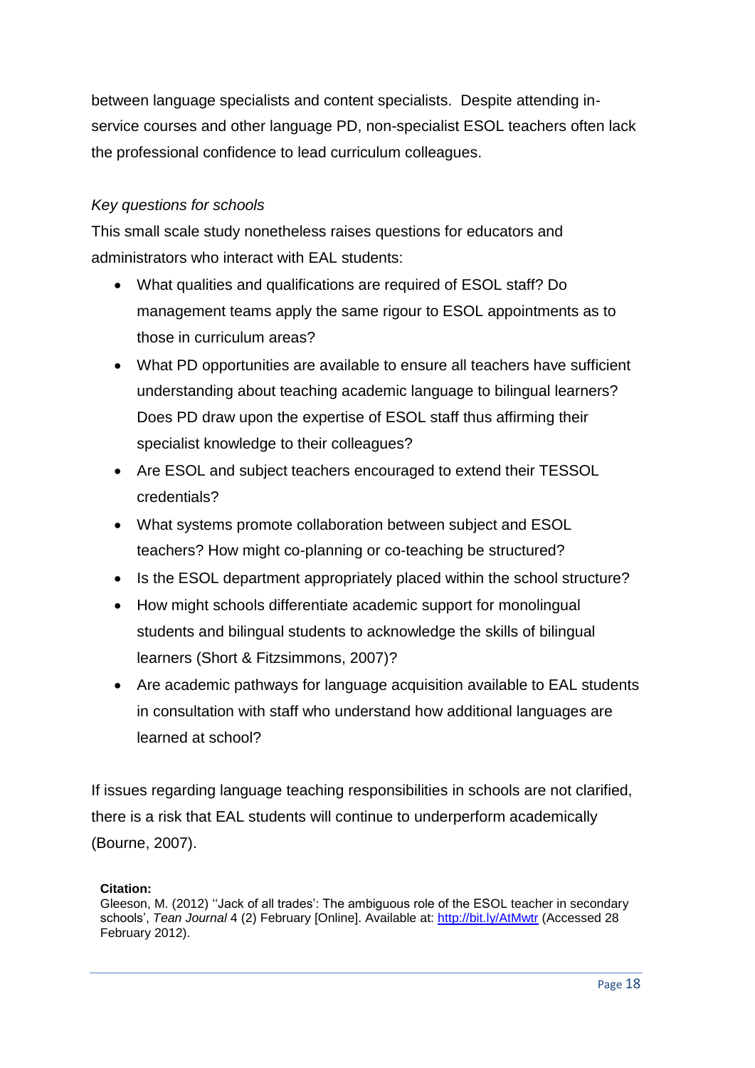between language specialists and content specialists. Despite attending in-service courses and other language PD, non-specialist ESOL teachers often lack the professional confidence to lead curriculum colleagues.

*Key questions for schools*

This small scale study nonetheless raises questions for educators and administrators who interact with EAL students:

- What qualities and qualifications are required of ESOL staff? Do management teams apply the same rigour to ESOL appointments as to those in curriculum areas?
- What PD opportunities are available to ensure all teachers have sufficient understanding about teaching academic language to bilingual learners? Does PD draw upon the expertise of ESOL staff thus affirming their specialist knowledge to their colleagues?
- Are ESOL and subject teachers encouraged to extend their TESSOL credentials?
- What systems promote collaboration between subject and ESOL teachers? How might co-planning or co-teaching be structured?
- Is the ESOL department appropriately placed within the school structure?
- How might schools differentiate academic support for monolingual students and bilingual students to acknowledge the skills of bilingual learners (Short & Fitzsimmons, 2007)?
- Are academic pathways for language acquisition available to EAL students in consultation with staff who understand how additional languages are learned at school?

If issues regarding language teaching responsibilities in schools are not clarified, there is a risk that EAL students will continue to underperform academically (Bourne, 2007).

**Citation:**

Gleeson, M. (2012) ''Jack of all trades': The ambiguous role of the ESOL teacher in secondary schools', *Tean Journal* 4 (2) February [Online]. Available at: [http://bit.ly/AtMwtr](http://bit.ly/AtMwtr) (Accessed 28 February 2012).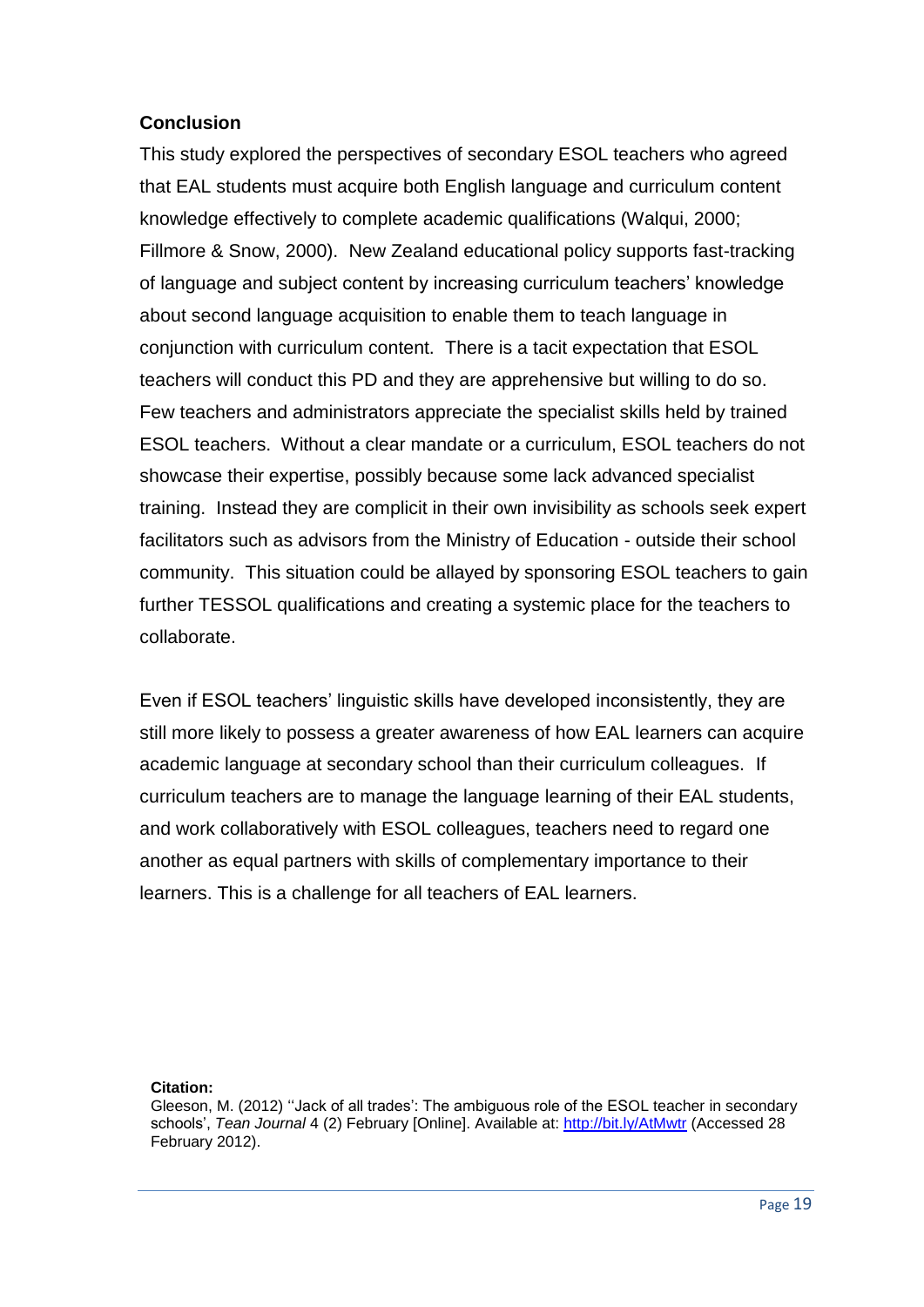## Conclusion

This study explored the perspectives of secondary ESOL teachers who agreed that EAL students must acquire both English language and curriculum content knowledge effectively to complete academic qualifications (Walqui, 2000; Fillmore & Snow, 2000). New Zealand educational policy supports fast-tracking of language and subject content by increasing curriculum teachers' knowledge about second language acquisition to enable them to teach language in conjunction with curriculum content. There is a tacit expectation that ESOL teachers will conduct this PD and they are apprehensive but willing to do so. Few teachers and administrators appreciate the specialist skills held by trained ESOL teachers. Without a clear mandate or a curriculum, ESOL teachers do not showcase their expertise, possibly because some lack advanced specialist training. Instead they are complicit in their own invisibility as schools seek expert facilitators such as advisors from the Ministry of Education - outside their school community. This situation could be allayed by sponsoring ESOL teachers to gain further TESSOL qualifications and creating a systemic place for the teachers to collaborate.

Even if ESOL teachers' linguistic skills have developed inconsistently, they are still more likely to possess a greater awareness of how EAL learners can acquire academic language at secondary school than their curriculum colleagues. If curriculum teachers are to manage the language learning of their EAL students, and work collaboratively with ESOL colleagues, teachers need to regard one another as equal partners with skills of complementary importance to their learners. This is a challenge for all teachers of EAL learners.

**Citation:**
Gleeson, M. (2012) ''Jack of all trades': The ambiguous role of the ESOL teacher in secondary schools', *Tean Journal* 4 (2) February [Online]. Available at: http://bit.ly/AtMwtr (Accessed 28 February 2012).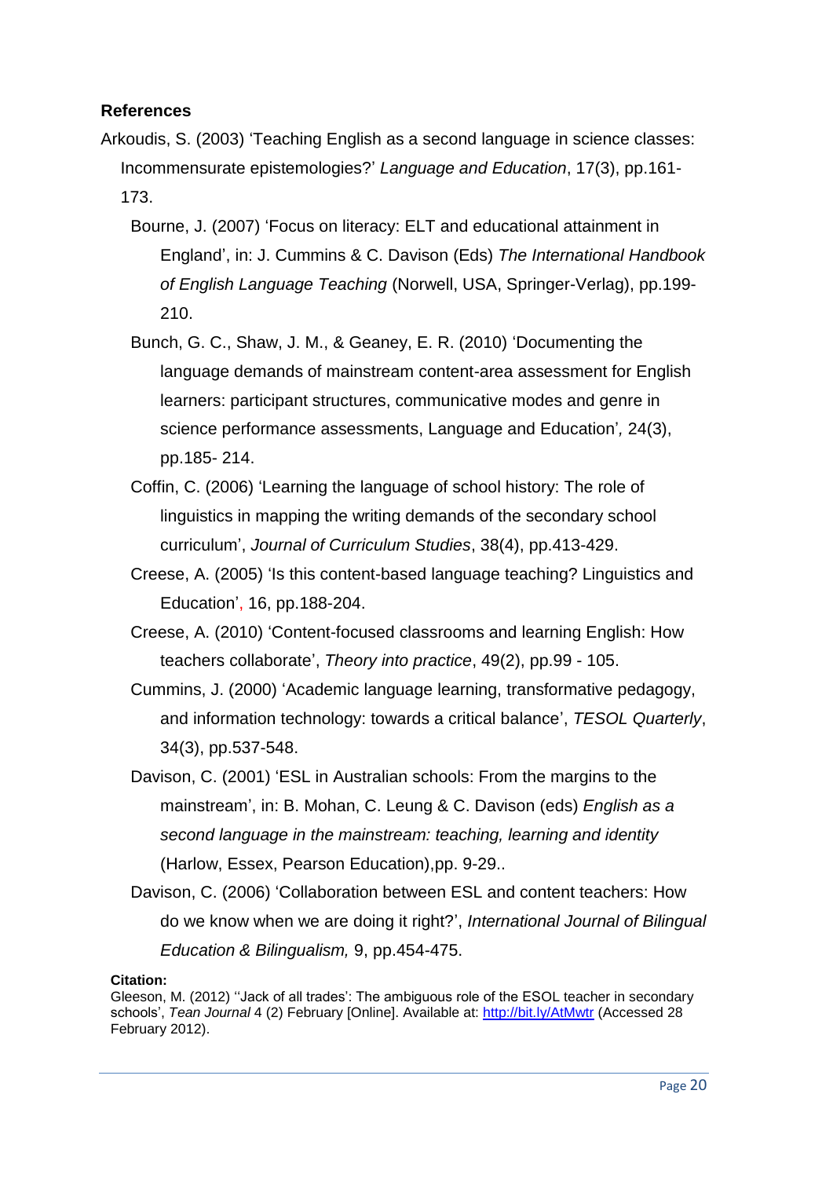**References**

Arkoudis, S. (2003) 'Teaching English as a second language in science classes: Incommensurate epistemologies?' *Language and Education*, 17(3), pp.161-173.

Bourne, J. (2007) 'Focus on literacy: ELT and educational attainment in England', in: J. Cummins & C. Davison (Eds) *The International Handbook of English Language Teaching* (Norwell, USA, Springer-Verlag), pp.199-210.

Bunch, G. C., Shaw, J. M., & Geaney, E. R. (2010) 'Documenting the language demands of mainstream content-area assessment for English learners: participant structures, communicative modes and genre in science performance assessments, Language and Education', 24(3), pp.185- 214.

Coffin, C. (2006) 'Learning the language of school history: The role of linguistics in mapping the writing demands of the secondary school curriculum', *Journal of Curriculum Studies*, 38(4), pp.413-429.

Creese, A. (2005) 'Is this content-based language teaching? Linguistics and Education', 16, pp.188-204.

Creese, A. (2010) 'Content-focused classrooms and learning English: How teachers collaborate', *Theory into practice*, 49(2), pp.99 - 105.

Cummins, J. (2000) 'Academic language learning, transformative pedagogy, and information technology: towards a critical balance', *TESOL Quarterly*, 34(3), pp.537-548.

Davison, C. (2001) 'ESL in Australian schools: From the margins to the mainstream', in: B. Mohan, C. Leung & C. Davison (eds) *English as a second language in the mainstream: teaching, learning and identity* (Harlow, Essex, Pearson Education),pp. 9-29..

Davison, C. (2006) 'Collaboration between ESL and content teachers: How do we know when we are doing it right?', *International Journal of Bilingual Education & Bilingualism,* 9, pp.454-475.

**Citation:**
Gleeson, M. (2012) ''Jack of all trades': The ambiguous role of the ESOL teacher in secondary schools', *Tean Journal* 4 (2) February [Online]. Available at: http://bit.ly/AtMwtr (Accessed 28 February 2012).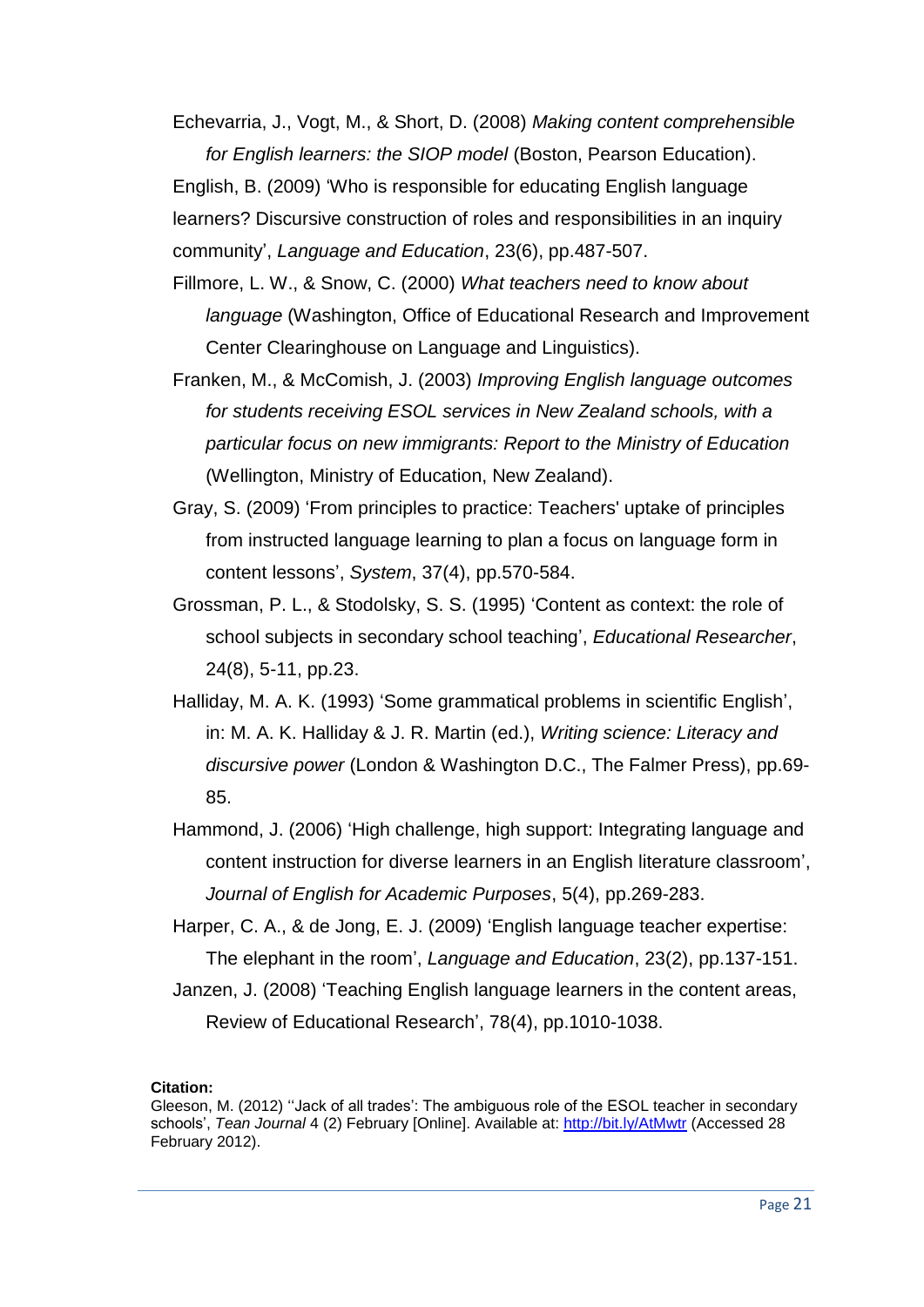Echevarria, J., Vogt, M., & Short, D. (2008) *Making content comprehensible for English learners: the SIOP model* (Boston, Pearson Education).

English, B. (2009) 'Who is responsible for educating English language learners? Discursive construction of roles and responsibilities in an inquiry community', *Language and Education*, 23(6), pp.487-507.

Fillmore, L. W., & Snow, C. (2000) *What teachers need to know about language* (Washington, Office of Educational Research and Improvement Center Clearinghouse on Language and Linguistics).

Franken, M., & McComish, J. (2003) *Improving English language outcomes for students receiving ESOL services in New Zealand schools, with a particular focus on new immigrants: Report to the Ministry of Education* (Wellington, Ministry of Education, New Zealand).

Gray, S. (2009) 'From principles to practice: Teachers' uptake of principles from instructed language learning to plan a focus on language form in content lessons', *System*, 37(4), pp.570-584.

Grossman, P. L., & Stodolsky, S. S. (1995) 'Content as context: the role of school subjects in secondary school teaching', *Educational Researcher*, 24(8), 5-11, pp.23.

Halliday, M. A. K. (1993) 'Some grammatical problems in scientific English', in: M. A. K. Halliday & J. R. Martin (ed.), *Writing science: Literacy and discursive power* (London & Washington D.C., The Falmer Press), pp.69-85.

Hammond, J. (2006) 'High challenge, high support: Integrating language and content instruction for diverse learners in an English literature classroom', *Journal of English for Academic Purposes*, 5(4), pp.269-283.

Harper, C. A., & de Jong, E. J. (2009) 'English language teacher expertise: The elephant in the room', *Language and Education*, 23(2), pp.137-151.

Janzen, J. (2008) 'Teaching English language learners in the content areas, Review of Educational Research', 78(4), pp.1010-1038.

**Citation:**

Gleeson, M. (2012) ''Jack of all trades': The ambiguous role of the ESOL teacher in secondary schools', *Tean Journal* 4 (2) February [Online]. Available at: http://bit.ly/AtMwtr (Accessed 28 February 2012).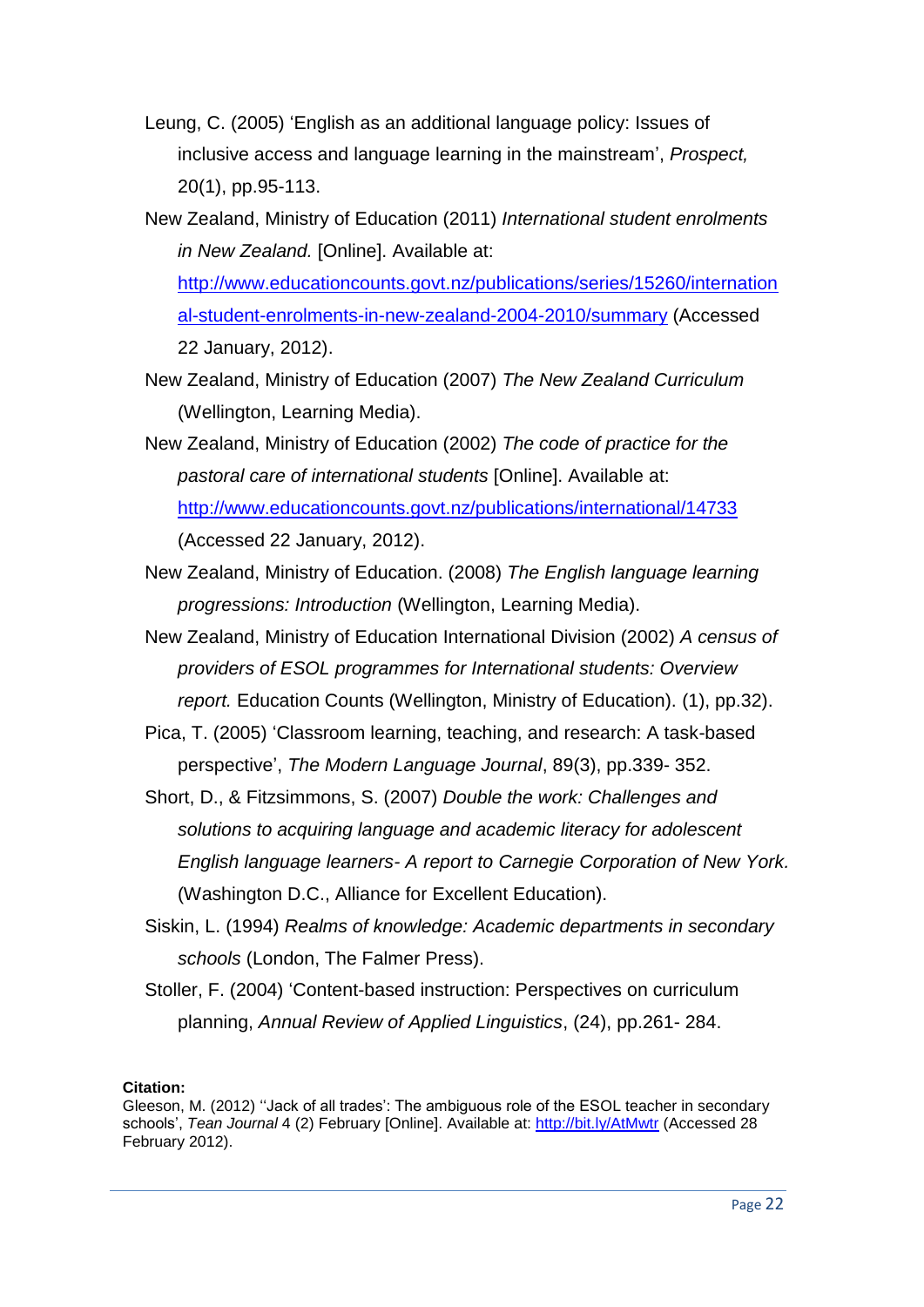Leung, C. (2005) 'English as an additional language policy: Issues of inclusive access and language learning in the mainstream', *Prospect,* 20(1), pp.95-113.

New Zealand, Ministry of Education (2011) *International student enrolments in New Zealand.* [Online]. Available at: http://www.educationcounts.govt.nz/publications/series/15260/international-student-enrolments-in-new-zealand-2004-2010/summary (Accessed 22 January, 2012).

New Zealand, Ministry of Education (2007) *The New Zealand Curriculum* (Wellington, Learning Media).

New Zealand, Ministry of Education (2002) *The code of practice for the pastoral care of international students* [Online]. Available at: http://www.educationcounts.govt.nz/publications/international/14733 (Accessed 22 January, 2012).

New Zealand, Ministry of Education. (2008) *The English language learning progressions: Introduction* (Wellington, Learning Media).

New Zealand, Ministry of Education International Division (2002) *A census of providers of ESOL programmes for International students: Overview report.* Education Counts (Wellington, Ministry of Education). (1), pp.32).

Pica, T. (2005) 'Classroom learning, teaching, and research: A task-based perspective', *The Modern Language Journal*, 89(3), pp.339- 352.

Short, D., & Fitzsimmons, S. (2007) *Double the work: Challenges and solutions to acquiring language and academic literacy for adolescent English language learners- A report to Carnegie Corporation of New York.* (Washington D.C., Alliance for Excellent Education).

Siskin, L. (1994) *Realms of knowledge: Academic departments in secondary schools* (London, The Falmer Press).

Stoller, F. (2004) 'Content-based instruction: Perspectives on curriculum planning, *Annual Review of Applied Linguistics*, (24), pp.261- 284.

**Citation:**
Gleeson, M. (2012) ''Jack of all trades': The ambiguous role of the ESOL teacher in secondary schools', *Tean Journal* 4 (2) February [Online]. Available at: http://bit.ly/AtMwtr (Accessed 28 February 2012).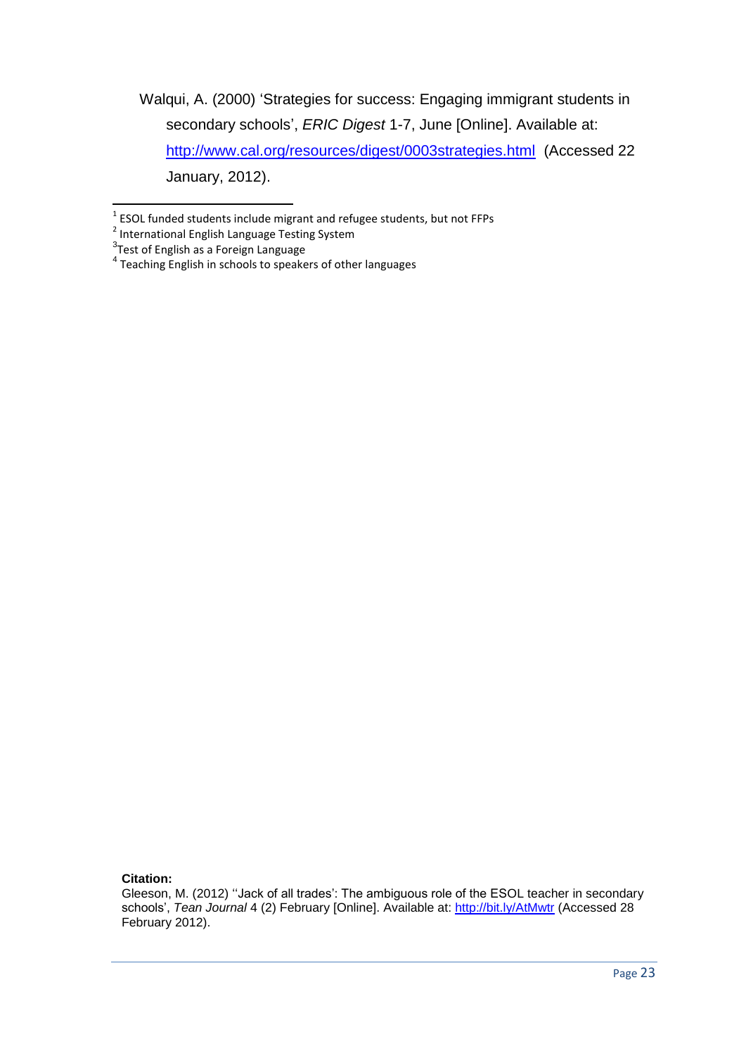Walqui, A. (2000) 'Strategies for success: Engaging immigrant students in secondary schools', *ERIC Digest* 1-7, June [Online]. Available at: http://www.cal.org/resources/digest/0003strategies.html (Accessed 22 January, 2012).

---

[1] ESOL funded students include migrant and refugee students, but not FFPs

[2] International English Language Testing System

[3] Test of English as a Foreign Language

[4] Teaching English in schools to speakers of other languages

**Citation:**

Gleeson, M. (2012) ''Jack of all trades': The ambiguous role of the ESOL teacher in secondary schools', *Tean Journal* 4 (2) February [Online]. Available at: http://bit.ly/AtMwtr (Accessed 28 February 2012).